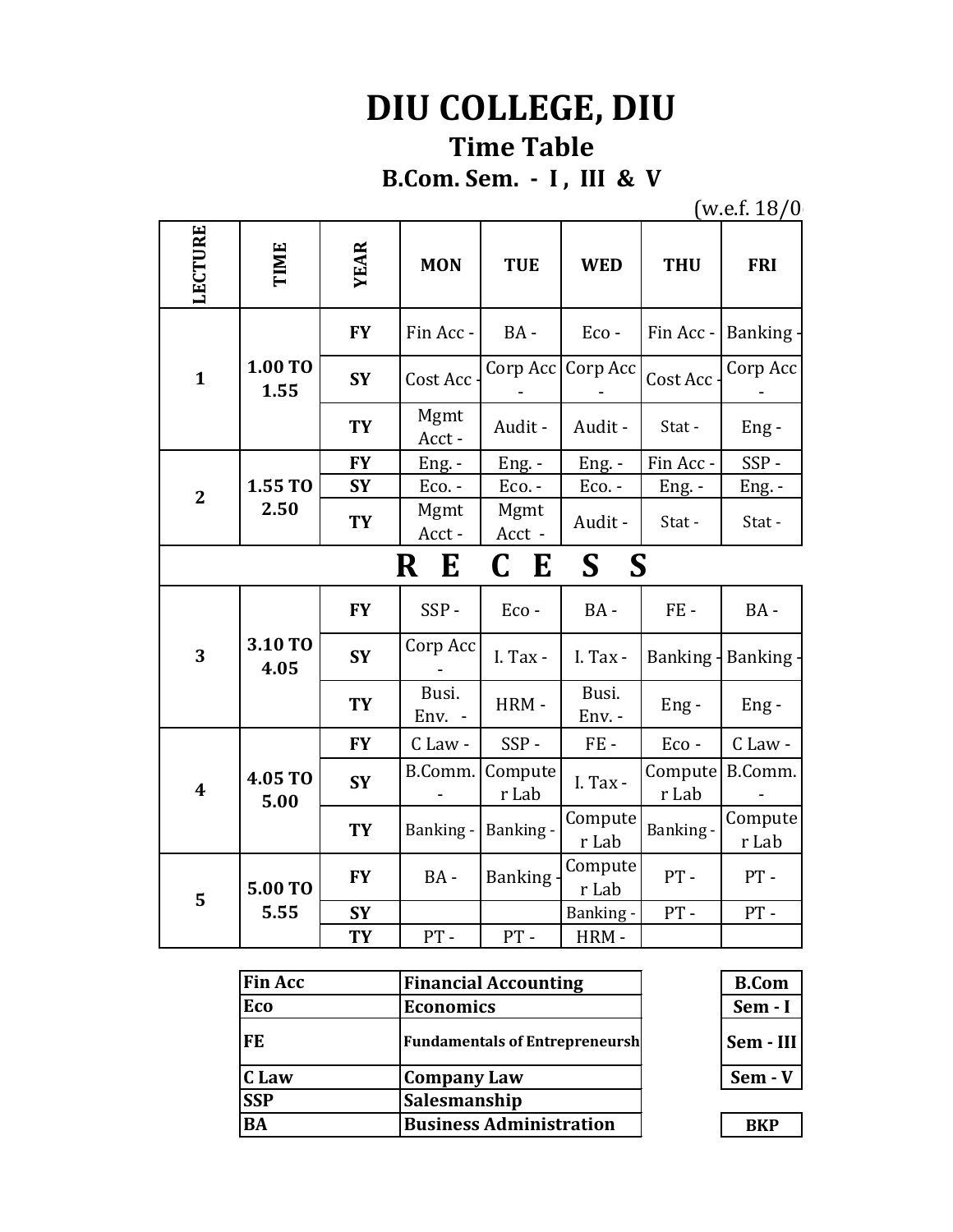# DIU COLLEGE, DIU

## Time Table

### B.Com. Sem. - I , III & V

(w.e.f. 18/0

| LECTURE | TIME | YEAR | MON | TUE | WED | THU | FRI |
|---|---|---|---|---|---|---|---|
| 1 | 1.00 TO 1.55 | FY | Fin Acc - | BA - | Eco - | Fin Acc - | Banking - |
| | | SY | Cost Acc - | Corp Acc - | Corp Acc - | Cost Acc - | Corp Acc - |
| | | TY | Mgmt Acct - | Audit - | Audit - | Stat - | Eng - |
| 2 | 1.55 TO 2.50 | FY | Eng. - | Eng. - | Eng. - | Fin Acc - | SSP - |
| | | SY | Eco. - | Eco. - | Eco. - | Eng. - | Eng. - |
| | | TY | Mgmt Acct - | Mgmt Acct - | Audit - | Stat - | Stat - |
| R E C E S S | | | | | | | |
| 3 | 3.10 TO 4.05 | FY | SSP - | Eco - | BA - | FE - | BA - |
| | | SY | Corp Acc - | I. Tax - | I. Tax - | Banking - | Banking - |
| | | TY | Busi. Env. - | HRM - | Busi. Env. - | Eng - | Eng - |
| 4 | 4.05 TO 5.00 | FY | C Law - | SSP - | FE - | Eco - | C Law - |
| | | SY | B.Comm. - | Computer Lab | I. Tax - | Computer Lab | B.Comm. - |
| | | TY | Banking - | Banking - | Computer Lab | Banking - | Computer Lab |
| 5 | 5.00 TO 5.55 | FY | BA - | Banking - | Computer Lab | PT - | PT - |
| | | SY | | | Banking - | PT - | PT - |
| | | TY | PT - | PT - | HRM - | | |

| Fin Acc | Financial Accounting |
|---|---|
| Eco | Economics |
| FE | Fundamentals of Entrepreneursh |
| C Law | Company Law |
| SSP | Salesmanship |
| BA | Business Administration |

| B.Com |
|---|
| Sem - I |
| Sem - III |
| Sem - V |

| BKP |
|---|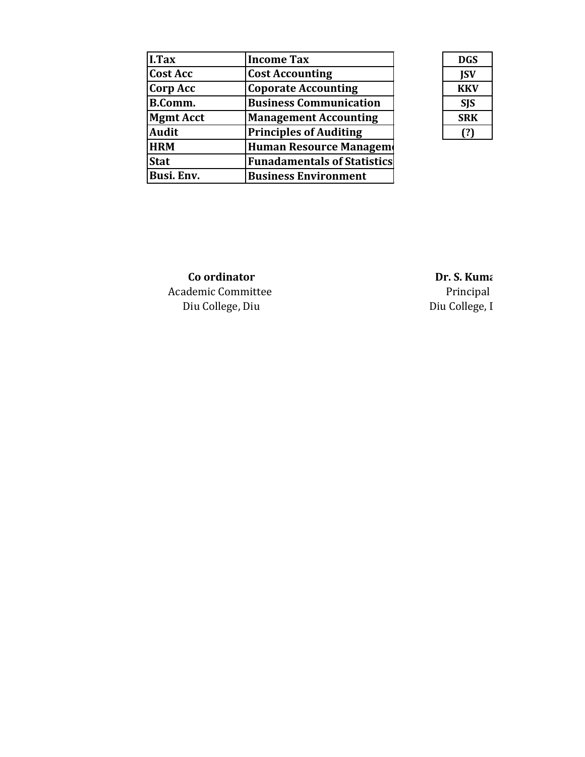| I.Tax | Income Tax |
|---|---|
| Cost Acc | Cost Accounting |
| Corp Acc | Coporate Accounting |
| B.Comm. | Business Communication |
| Mgmt Acct | Management Accounting |
| Audit | Principles of Auditing |
| HRM | Human Resource Managem |
| Stat | Funadamentals of Statistics |
| Busi. Env. | Business Environment |

| DGS |
|---|
| JSV |
| KKV |
| SJS |
| SRK |
| (?) |

**Co ordinator**
Academic Committee
Diu College, Diu

**Dr. S. Kuma**
Principal
Diu College, I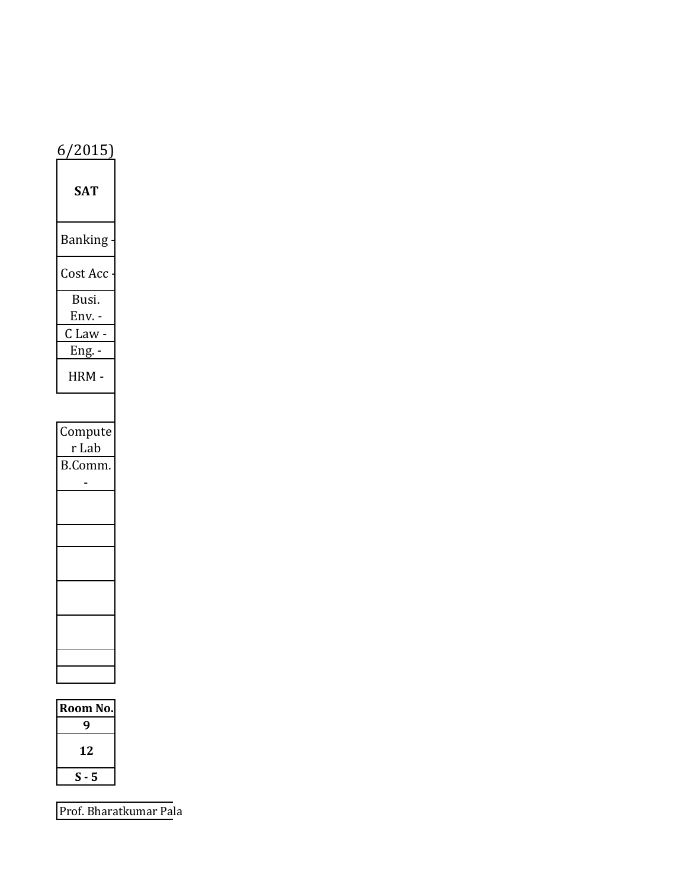6/2015)

| SAT |
|---|
| Banking - |
| Cost Acc - |
| Busi. Env. - |
| C Law - |
| Eng. - |
| HRM - |
| |
| Computer Lab |
| B.Comm. - |
| |
| |
| |
| |
| |
| |
| |

| Room No. |
|---|
| **9** |
| **12** |
| **S - 5** |

Prof. Bharatkumar Pala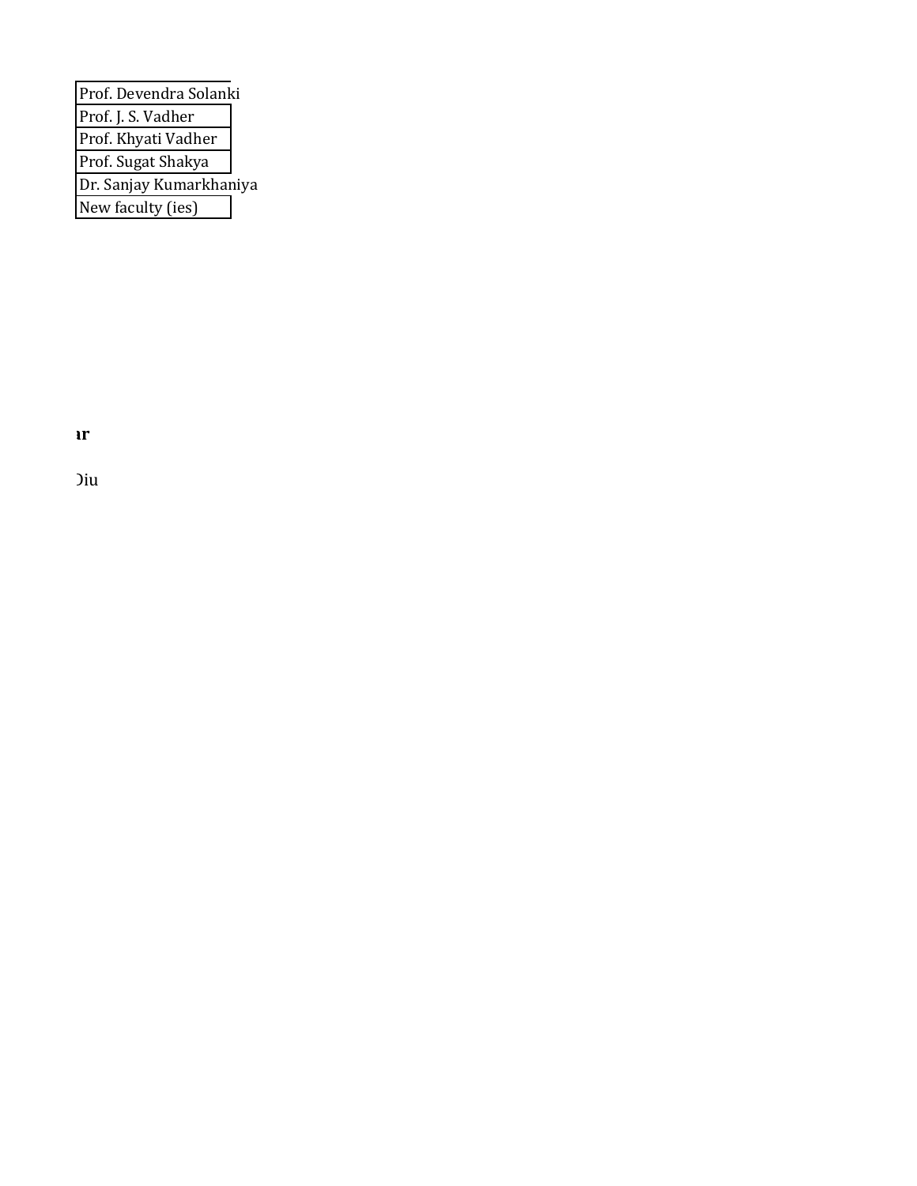| |
|---|
| Prof. Devendra Solanki |
| Prof. J. S. Vadher |
| Prof. Khyati Vadher |
| Prof. Sugat Shakya |
| Dr. Sanjay Kumarkhaniya |
| New faculty (ies) |

**ar**

Diu